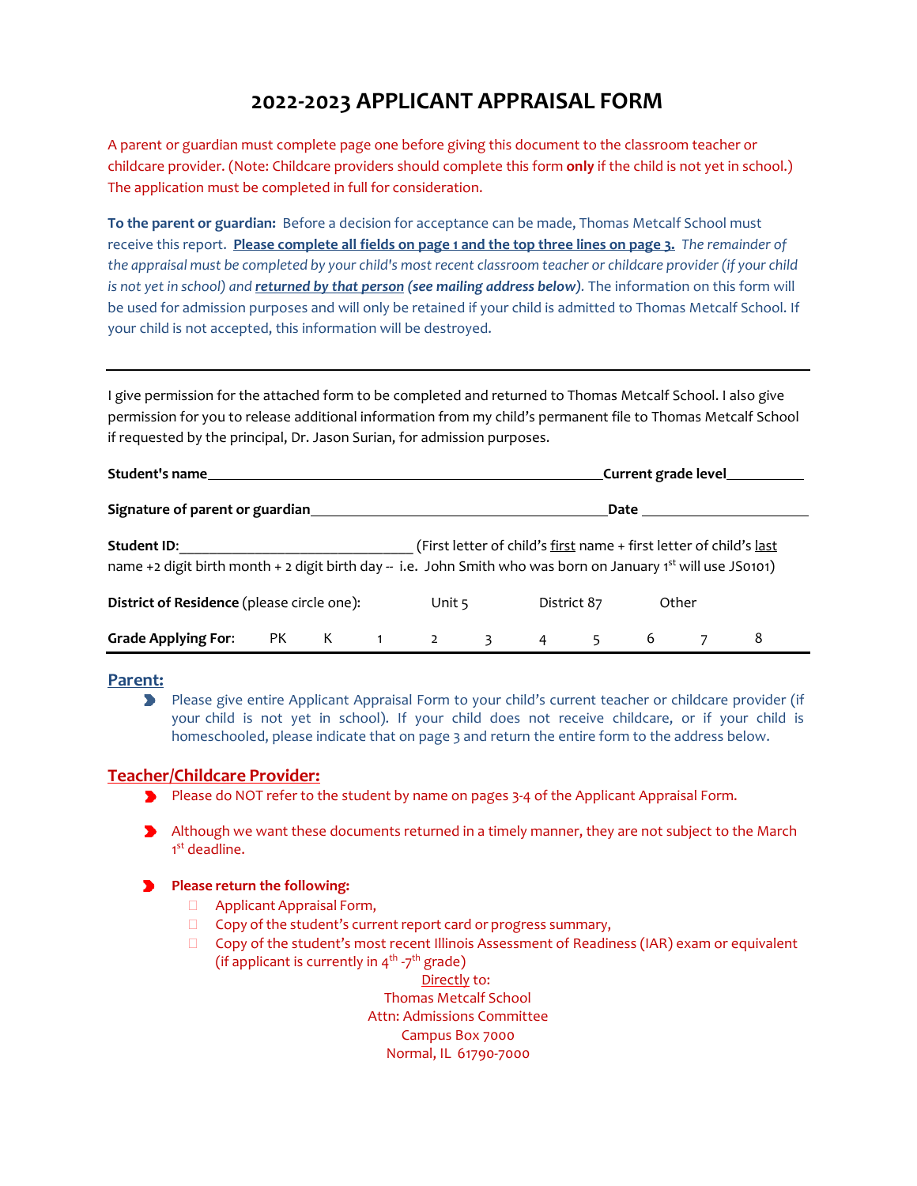# 2022-2023 APPLICANT APPRAISAL FORM

A parent or guardian must complete page one before giving this document to the classroom teacher or childcare provider. (Note: Childcare providers should complete this form **only** if the child is not yet in school.) The application must be completed in full for consideration.

**To the parent or guardian:** Before a decision for acceptance can be made, Thomas Metcalf School must receive this report. **Please complete all fields on page 1 and the top three lines on page 3.** *The remainder of the appraisal must be completed by your child's most recent classroom teacher or childcare provider (if your child is not yet in school) and* ***returned by that person*** ***(see mailing address below)***. The information on this form will be used for admission purposes and will only be retained if your child is admitted to Thomas Metcalf School. If your child is not accepted, this information will be destroyed.

---

I give permission for the attached form to be completed and returned to Thomas Metcalf School. I also give permission for you to release additional information from my child's permanent file to Thomas Metcalf School if requested by the principal, Dr. Jason Surian, for admission purposes.

**Student's name**\_\_\_\_\_\_\_\_\_\_\_\_\_\_\_\_\_\_\_\_\_\_\_\_\_\_\_\_\_\_\_\_\_\_\_\_\_\_\_\_\_\_\_\_\_\_\_\_**Current grade level**\_\_\_\_\_\_\_\_\_\_

**Signature of parent or guardian**\_\_\_\_\_\_\_\_\_\_\_\_\_\_\_\_\_\_\_\_\_\_\_\_\_\_\_\_\_\_\_\_\_\_\_\_\_\_**Date** \_\_\_\_\_\_\_\_\_\_\_\_\_\_\_\_\_\_\_\_\_\_

**Student ID:**\_\_\_\_\_\_\_\_\_\_\_\_\_\_\_\_\_\_\_\_\_\_\_\_\_\_\_\_\_\_\_ (First letter of child's first name + first letter of child's last name +2 digit birth month + 2 digit birth day -- i.e. John Smith who was born on January 1st will use JS0101)

**District of Residence** (please circle one): Unit 5 District 87 Other

**Grade Applying For:** PK K 1 2 3 4 5 6 7 8

---

## Parent:

- Please give entire Applicant Appraisal Form to your child's current teacher or childcare provider (if your child is not yet in school). If your child does not receive childcare, or if your child is homeschooled, please indicate that on page 3 and return the entire form to the address below.

## Teacher/Childcare Provider:

- Please do NOT refer to the student by name on pages 3-4 of the Applicant Appraisal Form.
- Although we want these documents returned in a timely manner, they are not subject to the March 1st deadline.
- **Please return the following:**
  - ☐ Applicant Appraisal Form,
  - ☐ Copy of the student's current report card or progress summary,
  - ☐ Copy of the student's most recent Illinois Assessment of Readiness (IAR) exam or equivalent (if applicant is currently in 4th -7th grade)

Directly to:
Thomas Metcalf School
Attn: Admissions Committee
Campus Box 7000
Normal, IL 61790-7000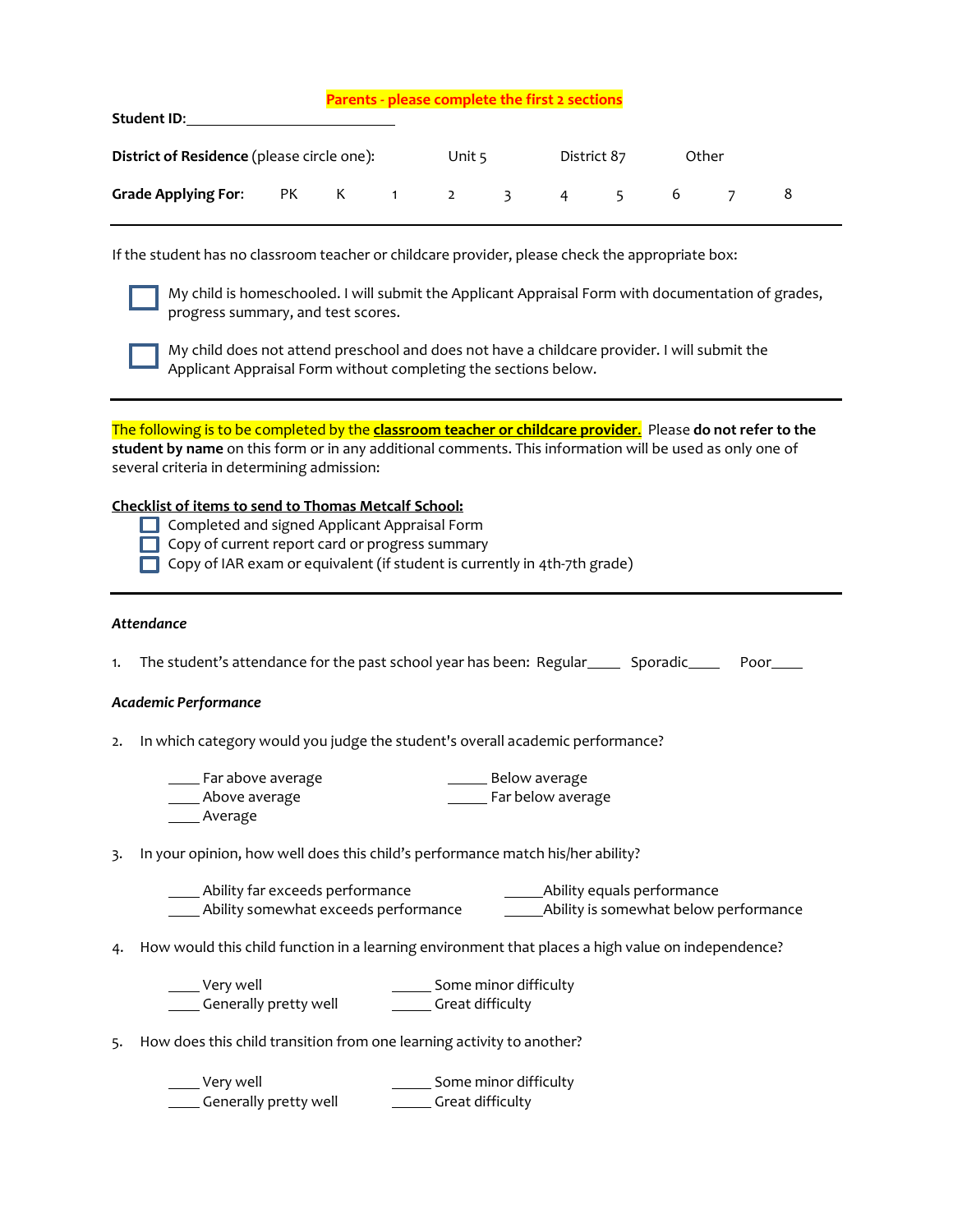**Parents - please complete the first 2 sections**

**Student ID:**______________________________

**District of Residence** (please circle one): Unit 5 District 87 Other

**Grade Applying For:** PK K 1 2 3 4 5 6 7 8

---

If the student has no classroom teacher or childcare provider, please check the appropriate box:

- ☐ My child is homeschooled. I will submit the Applicant Appraisal Form with documentation of grades, progress summary, and test scores.
- ☐ My child does not attend preschool and does not have a childcare provider. I will submit the Applicant Appraisal Form without completing the sections below.

---

The following is to be completed by the **classroom teacher or childcare provider.** Please **do not refer to the student by name** on this form or in any additional comments. This information will be used as only one of several criteria in determining admission:

**Checklist of items to send to Thomas Metcalf School:**

- ☐ Completed and signed Applicant Appraisal Form
- ☐ Copy of current report card or progress summary
- ☐ Copy of IAR exam or equivalent (if student is currently in 4th-7th grade)

---

***Attendance***

1. The student's attendance for the past school year has been: Regular____ Sporadic____ Poor____

***Academic Performance***

2. In which category would you judge the student's overall academic performance?

   ____ Far above average
   ____ Above average
   ____ Average
   _____ Below average
   _____ Far below average

3. In your opinion, how well does this child's performance match his/her ability?

   ____ Ability far exceeds performance
   ____ Ability somewhat exceeds performance
   _____Ability equals performance
   _____Ability is somewhat below performance

4. How would this child function in a learning environment that places a high value on independence?

   ____ Very well
   ____ Generally pretty well
   _____ Some minor difficulty
   _____ Great difficulty

5. How does this child transition from one learning activity to another?

   ____ Very well
   ____ Generally pretty well
   _____ Some minor difficulty
   _____ Great difficulty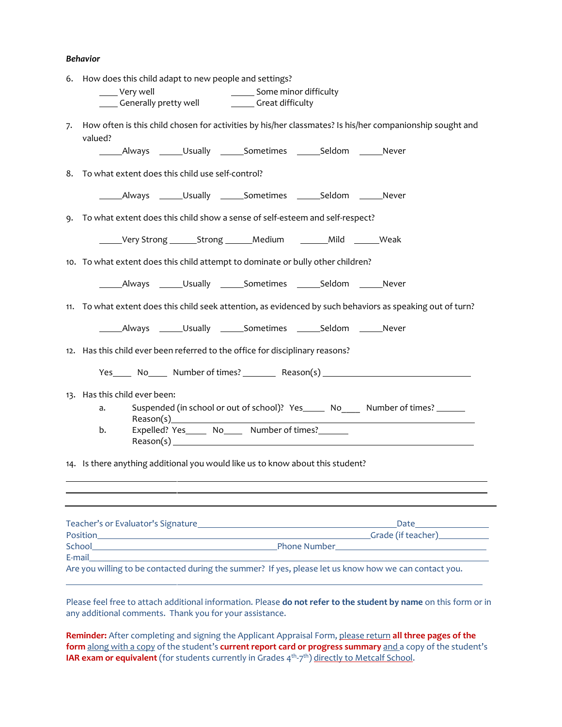***Behavior***

6. How does this child adapt to new people and settings?

   ____ Very well ______ Some minor difficulty
   ____ Generally pretty well ______ Great difficulty

7. How often is this child chosen for activities by his/her classmates? Is his/her companionship sought and valued?

   _____Always _____Usually _____Sometimes _____Seldom _____Never

8. To what extent does this child use self-control?

   _____Always _____Usually _____Sometimes _____Seldom _____Never

9. To what extent does this child show a sense of self-esteem and self-respect?

   _____Very Strong ______Strong ______Medium ______Mild ______Weak

10. To what extent does this child attempt to dominate or bully other children?

    _____Always _____Usually _____Sometimes _____Seldom _____Never

11. To what extent does this child seek attention, as evidenced by such behaviors as speaking out of turn?

    _____Always _____Usually _____Sometimes _____Seldom _____Never

12. Has this child ever been referred to the office for disciplinary reasons?

    Yes____ No____ Number of times? _______ Reason(s) ________________________________

13. Has this child ever been:

    a. Suspended (in school or out of school)? Yes_____ No____ Number of times? ______
       Reason(s)________________________________________________________________
    b. Expelled? Yes_____ No____ Number of times?______
       Reason(s) ________________________________________________________________

14. Is there anything additional you would like us to know about this student?

________________________________________________________________________________

________________________________________________________________________________

________________________________________________________________________________

Teacher's or Evaluator's Signature_______________________________________Date________________
Position___________________________________________________Grade (if teacher)___________
School__________________________________Phone Number_________________________________
E-mail_____________________________________________________________________________
Are you willing to be contacted during the summer? If yes, please let us know how we can contact you.

________________________________________________________________________________

Please feel free to attach additional information. Please **do not refer to the student by name** on this form or in any additional comments. Thank you for your assistance.

**Reminder:** After completing and signing the Applicant Appraisal Form, please return **all three pages of the form** along with a copy of the student's **current report card or progress summary** and a copy of the student's **IAR exam or equivalent** (for students currently in Grades 4th-7th) directly to Metcalf School.